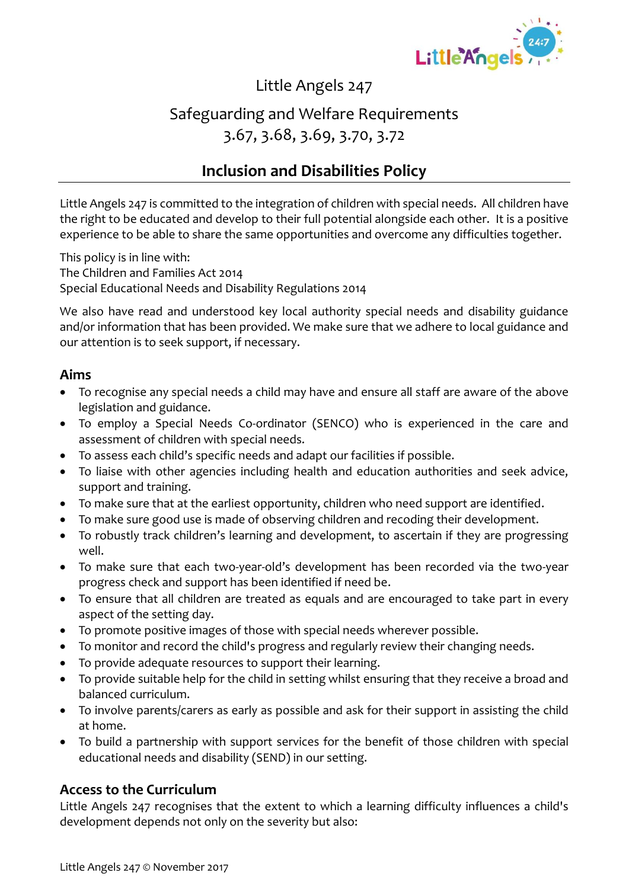Little Angels 247

Safeguarding and Welfare Requirements
3.67, 3.68, 3.69, 3.70, 3.72

# Inclusion and Disabilities Policy

Little Angels 247 is committed to the integration of children with special needs. All children have the right to be educated and develop to their full potential alongside each other. It is a positive experience to be able to share the same opportunities and overcome any difficulties together.

This policy is in line with:
The Children and Families Act 2014
Special Educational Needs and Disability Regulations 2014

We also have read and understood key local authority special needs and disability guidance and/or information that has been provided. We make sure that we adhere to local guidance and our attention is to seek support, if necessary.

## Aims

- To recognise any special needs a child may have and ensure all staff are aware of the above legislation and guidance.
- To employ a Special Needs Co-ordinator (SENCO) who is experienced in the care and assessment of children with special needs.
- To assess each child's specific needs and adapt our facilities if possible.
- To liaise with other agencies including health and education authorities and seek advice, support and training.
- To make sure that at the earliest opportunity, children who need support are identified.
- To make sure good use is made of observing children and recoding their development.
- To robustly track children's learning and development, to ascertain if they are progressing well.
- To make sure that each two-year-old's development has been recorded via the two-year progress check and support has been identified if need be.
- To ensure that all children are treated as equals and are encouraged to take part in every aspect of the setting day.
- To promote positive images of those with special needs wherever possible.
- To monitor and record the child's progress and regularly review their changing needs.
- To provide adequate resources to support their learning.
- To provide suitable help for the child in setting whilst ensuring that they receive a broad and balanced curriculum.
- To involve parents/carers as early as possible and ask for their support in assisting the child at home.
- To build a partnership with support services for the benefit of those children with special educational needs and disability (SEND) in our setting.

## Access to the Curriculum

Little Angels 247 recognises that the extent to which a learning difficulty influences a child's development depends not only on the severity but also: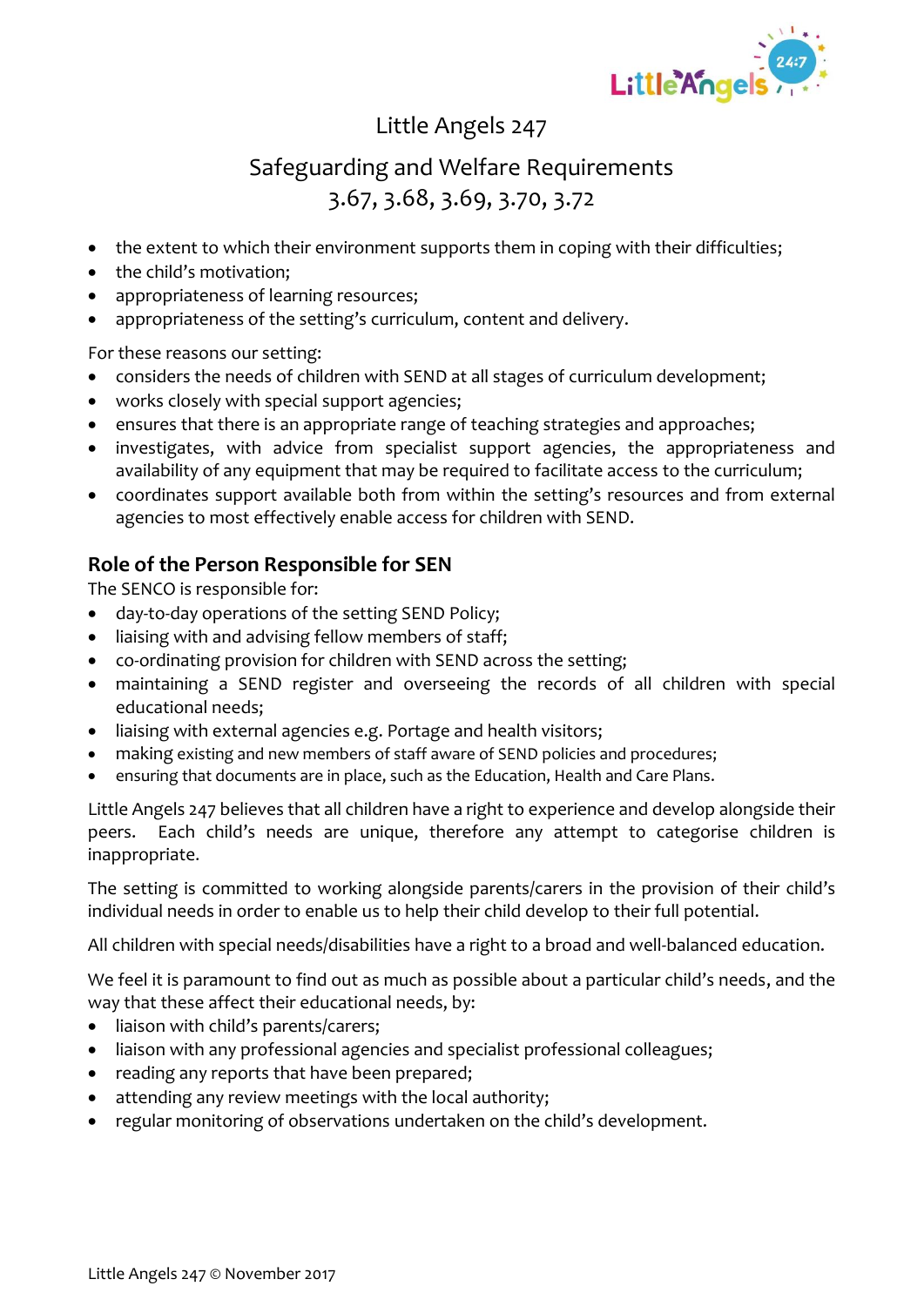- the extent to which their environment supports them in coping with their difficulties;
- the child's motivation;
- appropriateness of learning resources;
- appropriateness of the setting's curriculum, content and delivery.

For these reasons our setting:

- considers the needs of children with SEND at all stages of curriculum development;
- works closely with special support agencies;
- ensures that there is an appropriate range of teaching strategies and approaches;
- investigates, with advice from specialist support agencies, the appropriateness and availability of any equipment that may be required to facilitate access to the curriculum;
- coordinates support available both from within the setting's resources and from external agencies to most effectively enable access for children with SEND.

## Role of the Person Responsible for SEN

The SENCO is responsible for:

- day-to-day operations of the setting SEND Policy;
- liaising with and advising fellow members of staff;
- co-ordinating provision for children with SEND across the setting;
- maintaining a SEND register and overseeing the records of all children with special educational needs;
- liaising with external agencies e.g. Portage and health visitors;
- making existing and new members of staff aware of SEND policies and procedures;
- ensuring that documents are in place, such as the Education, Health and Care Plans.

Little Angels 247 believes that all children have a right to experience and develop alongside their peers. Each child's needs are unique, therefore any attempt to categorise children is inappropriate.

The setting is committed to working alongside parents/carers in the provision of their child's individual needs in order to enable us to help their child develop to their full potential.

All children with special needs/disabilities have a right to a broad and well-balanced education.

We feel it is paramount to find out as much as possible about a particular child's needs, and the way that these affect their educational needs, by:

- liaison with child's parents/carers;
- liaison with any professional agencies and specialist professional colleagues;
- reading any reports that have been prepared;
- attending any review meetings with the local authority;
- regular monitoring of observations undertaken on the child's development.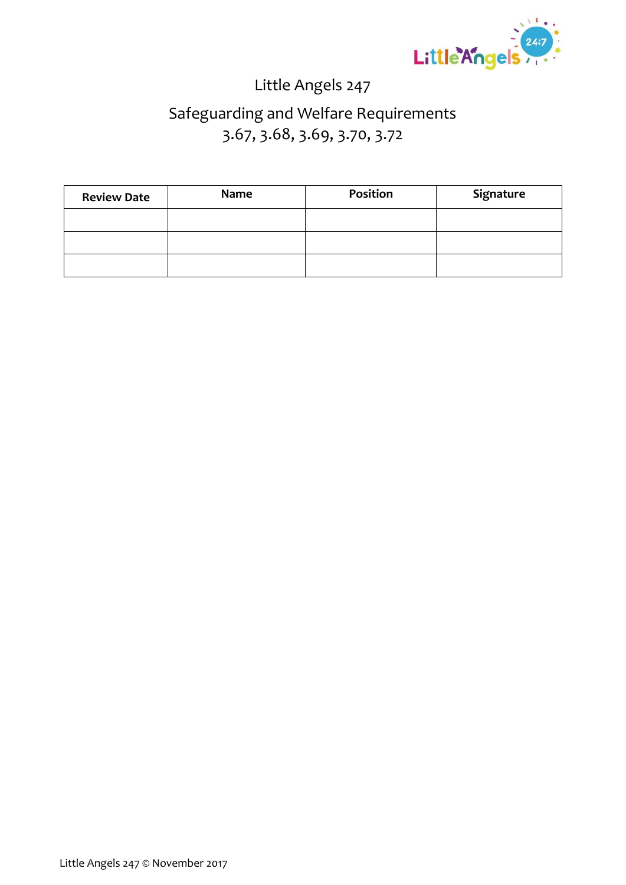Little Angels 247

Safeguarding and Welfare Requirements
3.67, 3.68, 3.69, 3.70, 3.72

| Review Date | Name | Position | Signature |
| --- | --- | --- | --- |
| | | | |
| | | | |
| | | | |

Little Angels 247 © November 2017